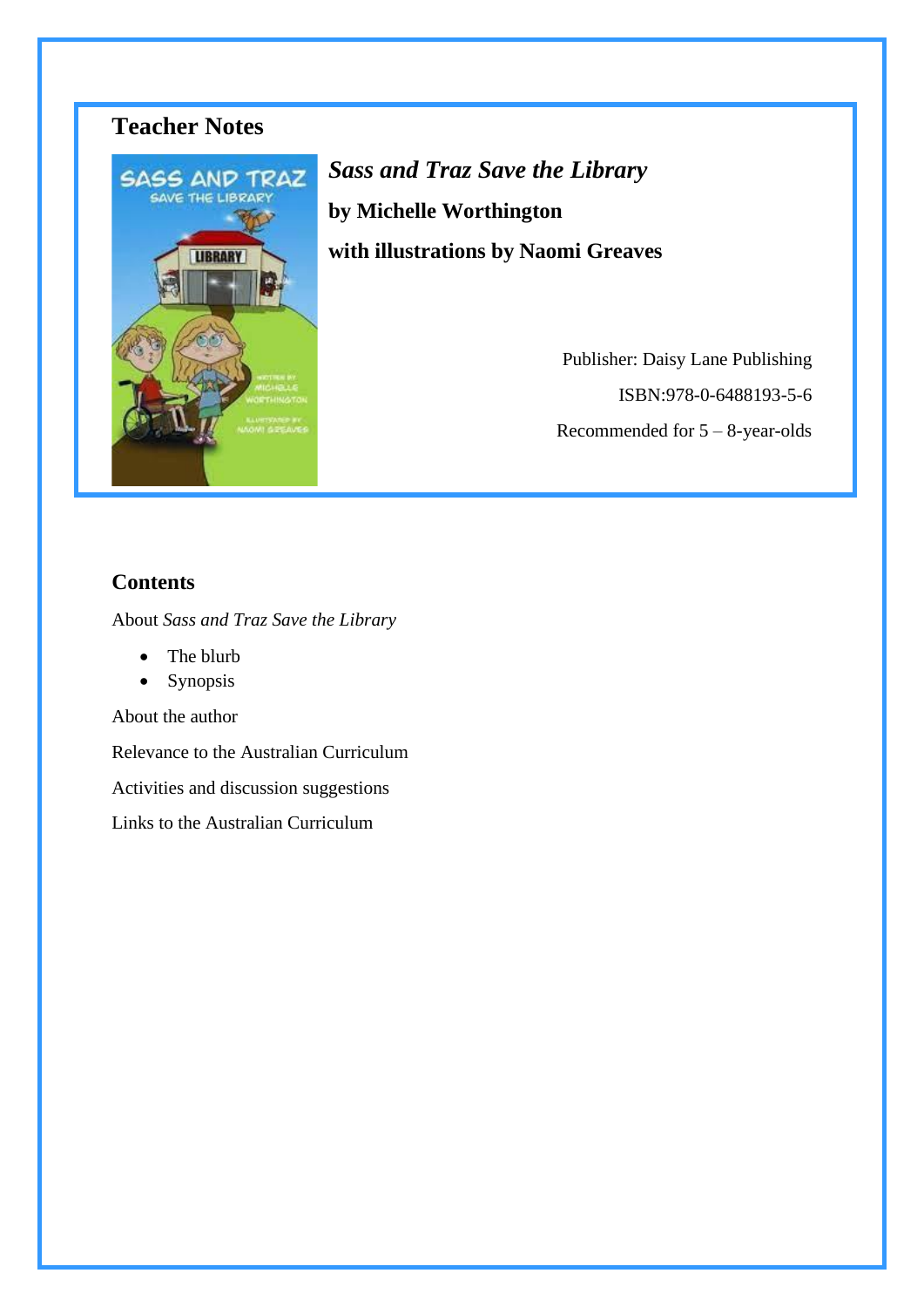# Teacher Notes

## *Sass and Traz Save the Library*

**by Michelle Worthington**

**with illustrations by Naomi Greaves**

Publisher: Daisy Lane Publishing

ISBN:978-0-6488193-5-6

Recommended for 5 – 8-year-olds

## Contents

About *Sass and Traz Save the Library*

- The blurb
- Synopsis

About the author

Relevance to the Australian Curriculum

Activities and discussion suggestions

Links to the Australian Curriculum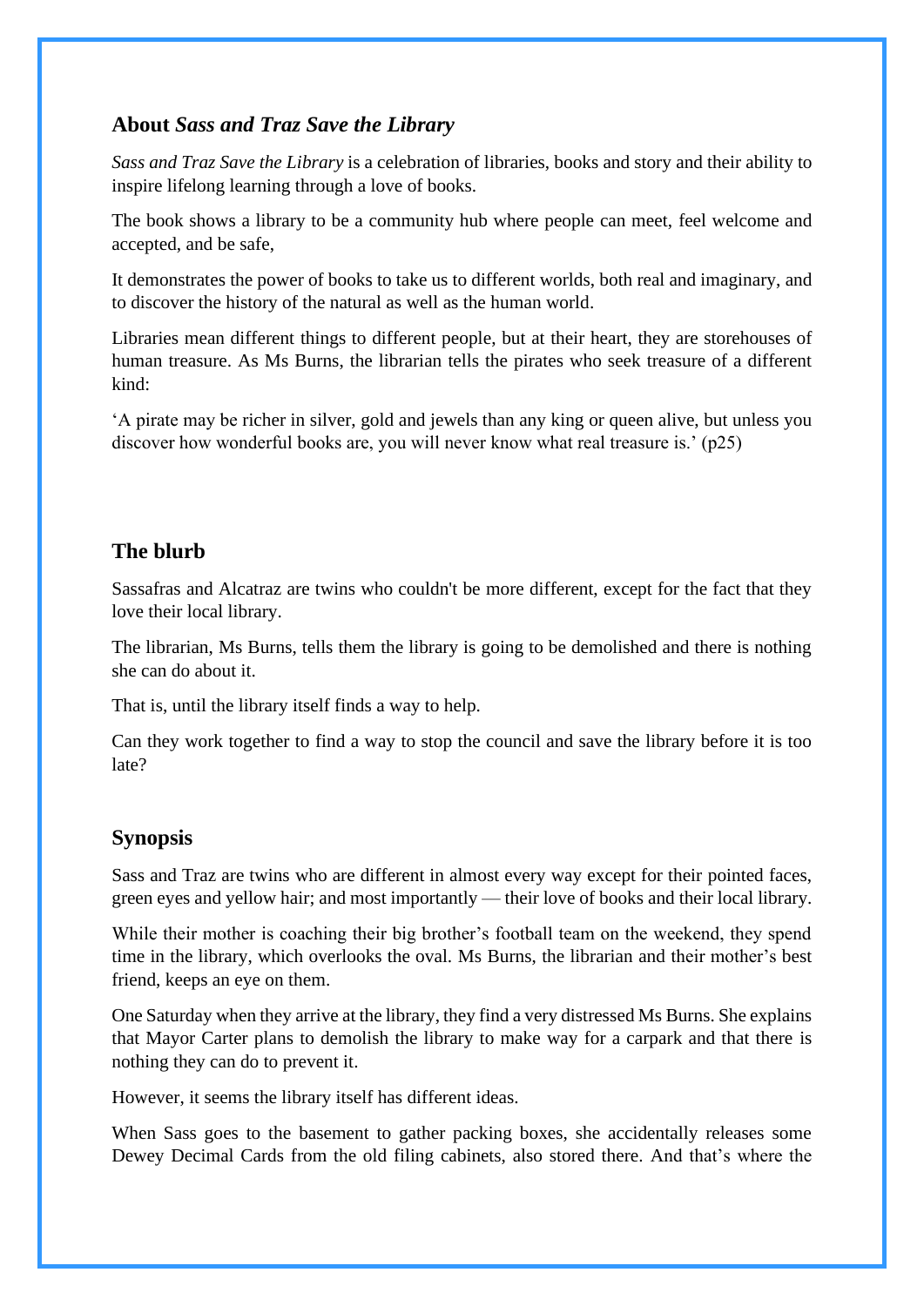## About *Sass and Traz Save the Library*

*Sass and Traz Save the Library* is a celebration of libraries, books and story and their ability to inspire lifelong learning through a love of books.

The book shows a library to be a community hub where people can meet, feel welcome and accepted, and be safe,

It demonstrates the power of books to take us to different worlds, both real and imaginary, and to discover the history of the natural as well as the human world.

Libraries mean different things to different people, but at their heart, they are storehouses of human treasure. As Ms Burns, the librarian tells the pirates who seek treasure of a different kind:

'A pirate may be richer in silver, gold and jewels than any king or queen alive, but unless you discover how wonderful books are, you will never know what real treasure is.' (p25)

## The blurb

Sassafras and Alcatraz are twins who couldn't be more different, except for the fact that they love their local library.

The librarian, Ms Burns, tells them the library is going to be demolished and there is nothing she can do about it.

That is, until the library itself finds a way to help.

Can they work together to find a way to stop the council and save the library before it is too late?

## Synopsis

Sass and Traz are twins who are different in almost every way except for their pointed faces, green eyes and yellow hair; and most importantly — their love of books and their local library.

While their mother is coaching their big brother's football team on the weekend, they spend time in the library, which overlooks the oval. Ms Burns, the librarian and their mother's best friend, keeps an eye on them.

One Saturday when they arrive at the library, they find a very distressed Ms Burns. She explains that Mayor Carter plans to demolish the library to make way for a carpark and that there is nothing they can do to prevent it.

However, it seems the library itself has different ideas.

When Sass goes to the basement to gather packing boxes, she accidentally releases some Dewey Decimal Cards from the old filing cabinets, also stored there. And that's where the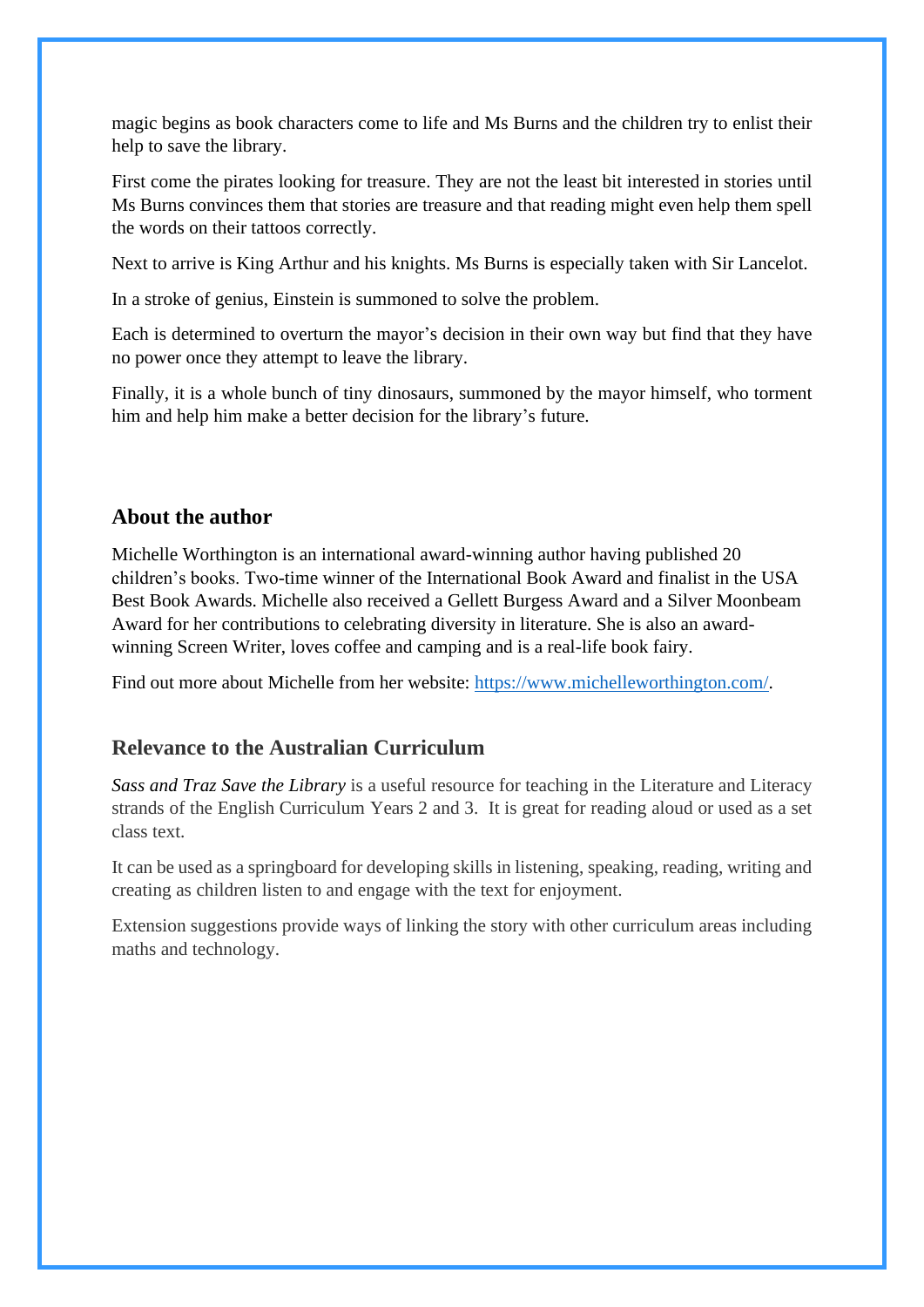magic begins as book characters come to life and Ms Burns and the children try to enlist their help to save the library.

First come the pirates looking for treasure. They are not the least bit interested in stories until Ms Burns convinces them that stories are treasure and that reading might even help them spell the words on their tattoos correctly.

Next to arrive is King Arthur and his knights. Ms Burns is especially taken with Sir Lancelot.

In a stroke of genius, Einstein is summoned to solve the problem.

Each is determined to overturn the mayor's decision in their own way but find that they have no power once they attempt to leave the library.

Finally, it is a whole bunch of tiny dinosaurs, summoned by the mayor himself, who torment him and help him make a better decision for the library's future.

## About the author

Michelle Worthington is an international award-winning author having published 20 children's books. Two-time winner of the International Book Award and finalist in the USA Best Book Awards. Michelle also received a Gellett Burgess Award and a Silver Moonbeam Award for her contributions to celebrating diversity in literature. She is also an award-winning Screen Writer, loves coffee and camping and is a real-life book fairy.

Find out more about Michelle from her website: [https://www.michelleworthington.com/](https://www.michelleworthington.com/).

## Relevance to the Australian Curriculum

*Sass and Traz Save the Library* is a useful resource for teaching in the Literature and Literacy strands of the English Curriculum Years 2 and 3. It is great for reading aloud or used as a set class text.

It can be used as a springboard for developing skills in listening, speaking, reading, writing and creating as children listen to and engage with the text for enjoyment.

Extension suggestions provide ways of linking the story with other curriculum areas including maths and technology.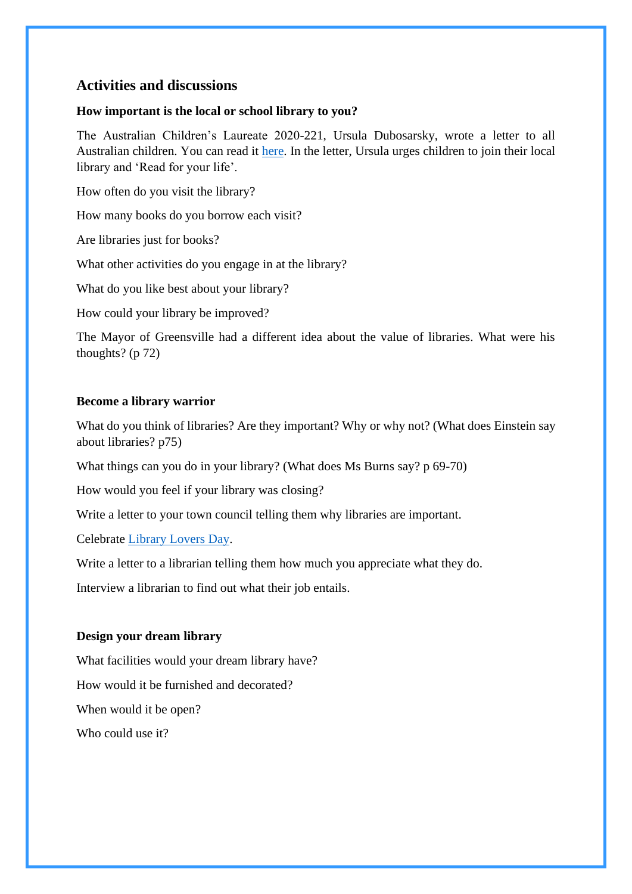## Activities and discussions

**How important is the local or school library to you?**

The Australian Children's Laureate 2020-221, Ursula Dubosarsky, wrote a letter to all Australian children. You can read it here. In the letter, Ursula urges children to join their local library and 'Read for your life'.

How often do you visit the library?

How many books do you borrow each visit?

Are libraries just for books?

What other activities do you engage in at the library?

What do you like best about your library?

How could your library be improved?

The Mayor of Greensville had a different idea about the value of libraries. What were his thoughts? (p 72)

**Become a library warrior**

What do you think of libraries? Are they important? Why or why not? (What does Einstein say about libraries? p75)

What things can you do in your library? (What does Ms Burns say? p 69-70)

How would you feel if your library was closing?

Write a letter to your town council telling them why libraries are important.

Celebrate Library Lovers Day.

Write a letter to a librarian telling them how much you appreciate what they do.

Interview a librarian to find out what their job entails.

**Design your dream library**

What facilities would your dream library have?

How would it be furnished and decorated?

When would it be open?

Who could use it?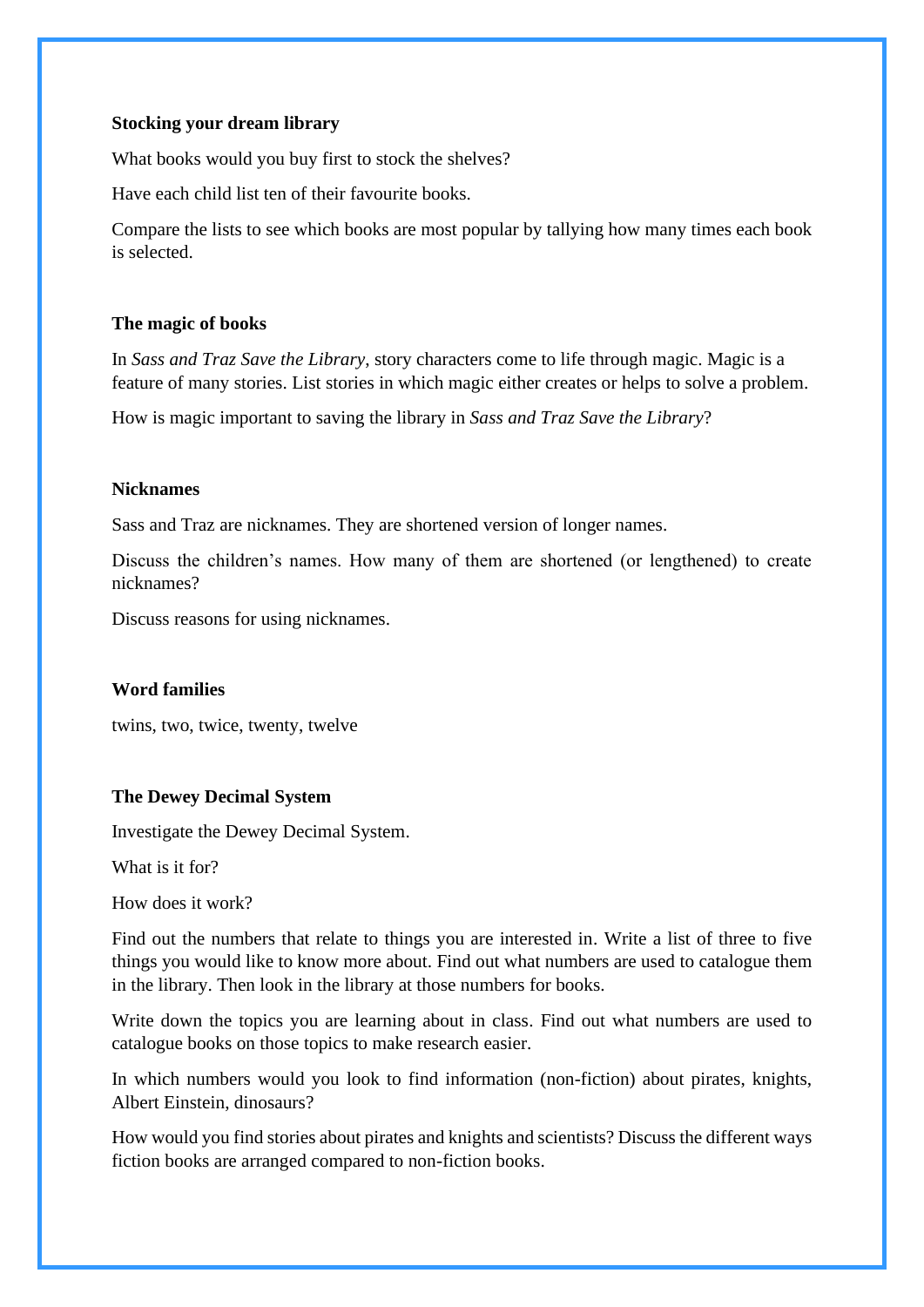**Stocking your dream library**

What books would you buy first to stock the shelves?

Have each child list ten of their favourite books.

Compare the lists to see which books are most popular by tallying how many times each book is selected.

**The magic of books**

In *Sass and Traz Save the Library*, story characters come to life through magic. Magic is a feature of many stories. List stories in which magic either creates or helps to solve a problem.

How is magic important to saving the library in *Sass and Traz Save the Library*?

**Nicknames**

Sass and Traz are nicknames. They are shortened version of longer names.

Discuss the children's names. How many of them are shortened (or lengthened) to create nicknames?

Discuss reasons for using nicknames.

**Word families**

twins, two, twice, twenty, twelve

**The Dewey Decimal System**

Investigate the Dewey Decimal System.

What is it for?

How does it work?

Find out the numbers that relate to things you are interested in. Write a list of three to five things you would like to know more about. Find out what numbers are used to catalogue them in the library. Then look in the library at those numbers for books.

Write down the topics you are learning about in class. Find out what numbers are used to catalogue books on those topics to make research easier.

In which numbers would you look to find information (non-fiction) about pirates, knights, Albert Einstein, dinosaurs?

How would you find stories about pirates and knights and scientists? Discuss the different ways fiction books are arranged compared to non-fiction books.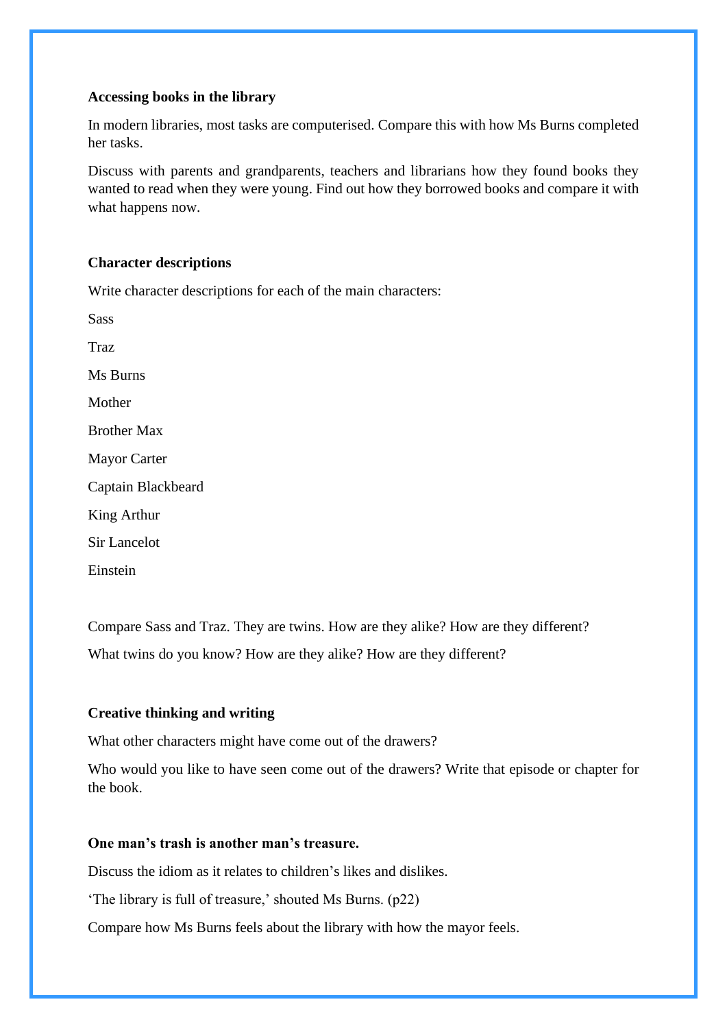**Accessing books in the library**

In modern libraries, most tasks are computerised. Compare this with how Ms Burns completed her tasks.

Discuss with parents and grandparents, teachers and librarians how they found books they wanted to read when they were young. Find out how they borrowed books and compare it with what happens now.

**Character descriptions**

Write character descriptions for each of the main characters:

Sass

Traz

Ms Burns

Mother

Brother Max

Mayor Carter

Captain Blackbeard

King Arthur

Sir Lancelot

Einstein

Compare Sass and Traz. They are twins. How are they alike? How are they different?

What twins do you know? How are they alike? How are they different?

**Creative thinking and writing**

What other characters might have come out of the drawers?

Who would you like to have seen come out of the drawers? Write that episode or chapter for the book.

**One man's trash is another man's treasure.**

Discuss the idiom as it relates to children's likes and dislikes.

'The library is full of treasure,' shouted Ms Burns. (p22)

Compare how Ms Burns feels about the library with how the mayor feels.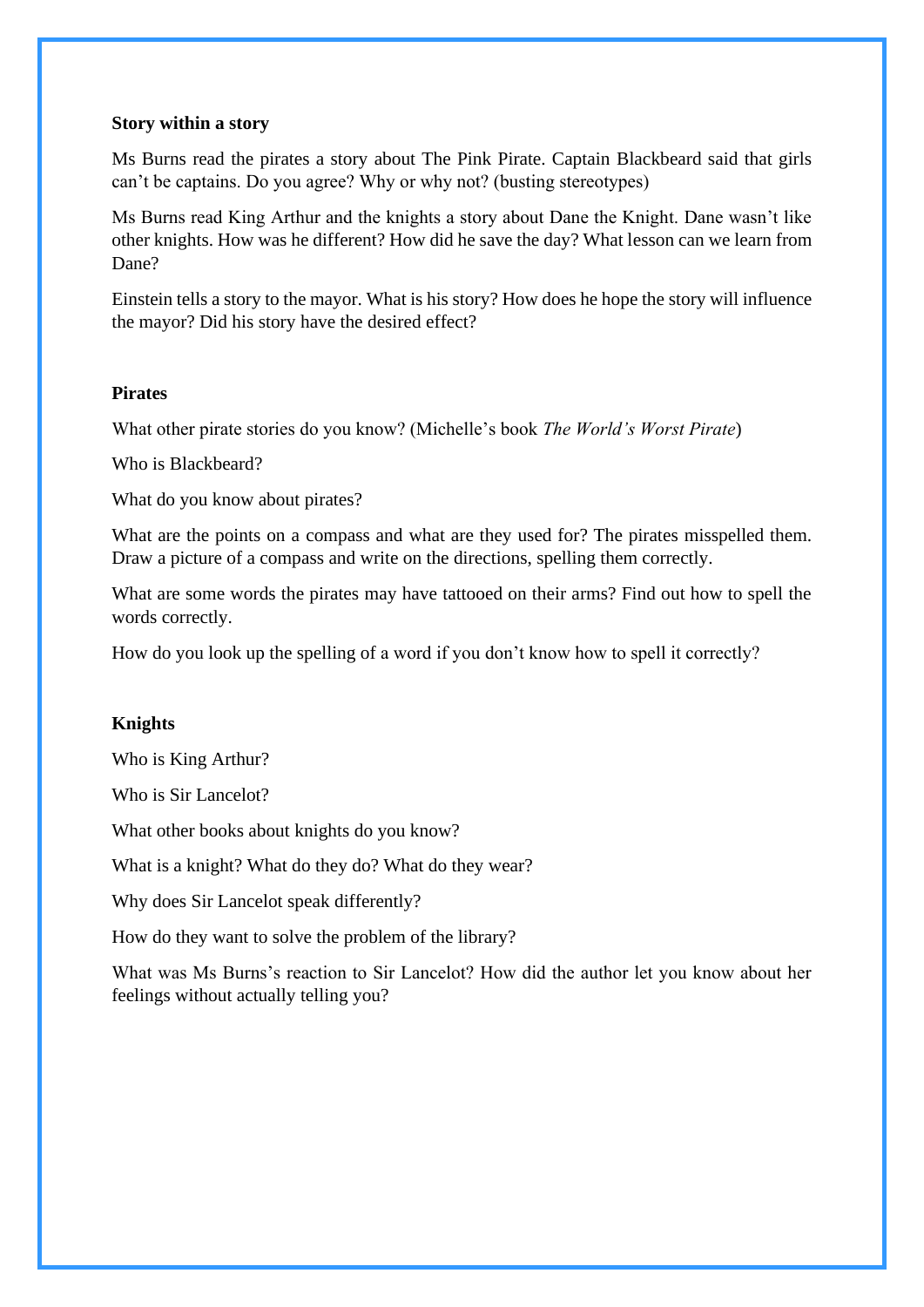**Story within a story**

Ms Burns read the pirates a story about The Pink Pirate. Captain Blackbeard said that girls can't be captains. Do you agree? Why or why not? (busting stereotypes)

Ms Burns read King Arthur and the knights a story about Dane the Knight. Dane wasn't like other knights. How was he different? How did he save the day? What lesson can we learn from Dane?

Einstein tells a story to the mayor. What is his story? How does he hope the story will influence the mayor? Did his story have the desired effect?

**Pirates**

What other pirate stories do you know? (Michelle's book *The World's Worst Pirate*)

Who is Blackbeard?

What do you know about pirates?

What are the points on a compass and what are they used for? The pirates misspelled them. Draw a picture of a compass and write on the directions, spelling them correctly.

What are some words the pirates may have tattooed on their arms? Find out how to spell the words correctly.

How do you look up the spelling of a word if you don't know how to spell it correctly?

**Knights**

Who is King Arthur?

Who is Sir Lancelot?

What other books about knights do you know?

What is a knight? What do they do? What do they wear?

Why does Sir Lancelot speak differently?

How do they want to solve the problem of the library?

What was Ms Burns's reaction to Sir Lancelot? How did the author let you know about her feelings without actually telling you?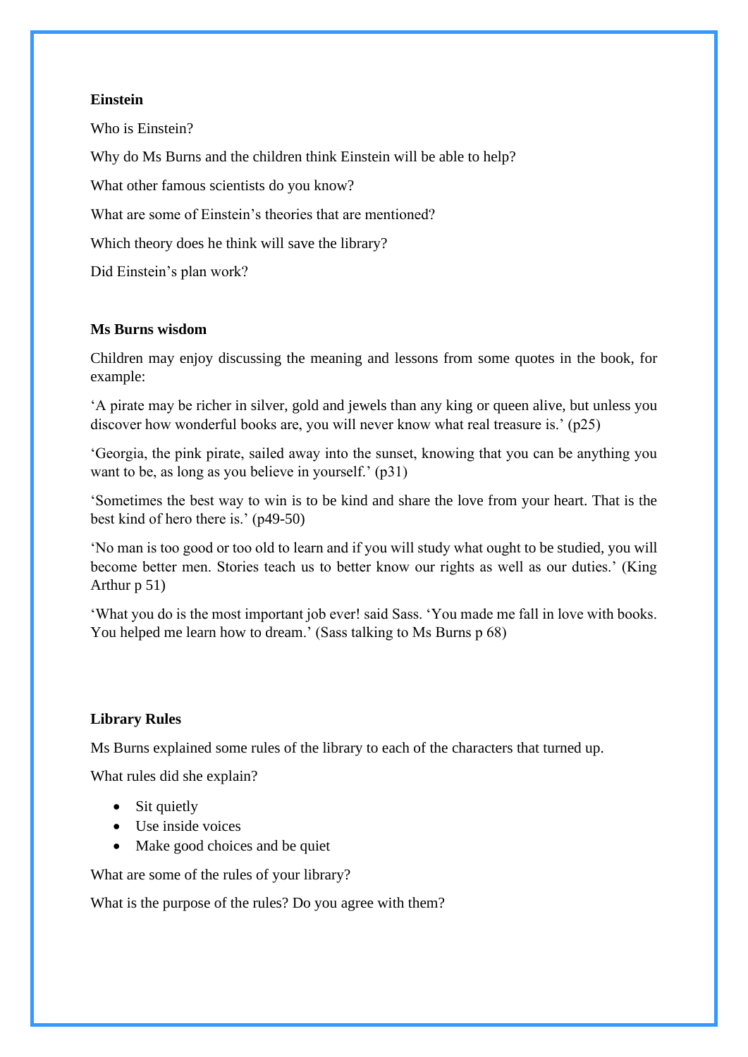**Einstein**

Who is Einstein?

Why do Ms Burns and the children think Einstein will be able to help?

What other famous scientists do you know?

What are some of Einstein's theories that are mentioned?

Which theory does he think will save the library?

Did Einstein's plan work?

**Ms Burns wisdom**

Children may enjoy discussing the meaning and lessons from some quotes in the book, for example:

'A pirate may be richer in silver, gold and jewels than any king or queen alive, but unless you discover how wonderful books are, you will never know what real treasure is.' (p25)

'Georgia, the pink pirate, sailed away into the sunset, knowing that you can be anything you want to be, as long as you believe in yourself.' (p31)

'Sometimes the best way to win is to be kind and share the love from your heart. That is the best kind of hero there is.' (p49-50)

'No man is too good or too old to learn and if you will study what ought to be studied, you will become better men. Stories teach us to better know our rights as well as our duties.' (King Arthur p 51)

'What you do is the most important job ever! said Sass. 'You made me fall in love with books. You helped me learn how to dream.' (Sass talking to Ms Burns p 68)

**Library Rules**

Ms Burns explained some rules of the library to each of the characters that turned up.

What rules did she explain?

- Sit quietly
- Use inside voices
- Make good choices and be quiet

What are some of the rules of your library?

What is the purpose of the rules? Do you agree with them?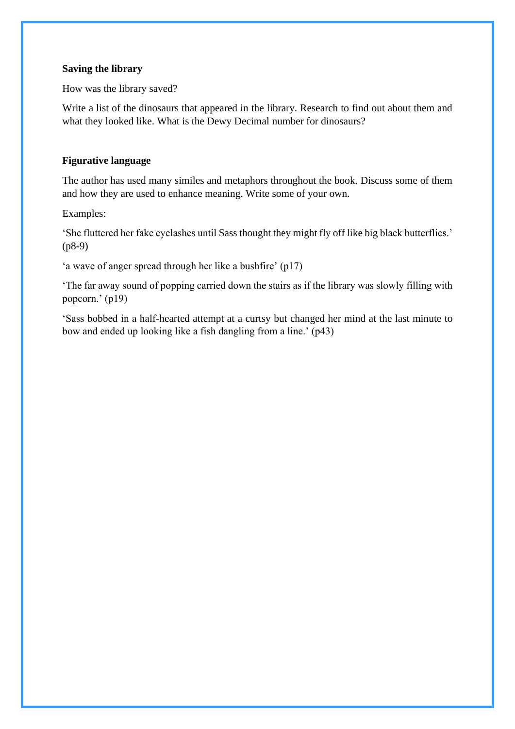**Saving the library**

How was the library saved?

Write a list of the dinosaurs that appeared in the library. Research to find out about them and what they looked like. What is the Dewy Decimal number for dinosaurs?

**Figurative language**

The author has used many similes and metaphors throughout the book. Discuss some of them and how they are used to enhance meaning. Write some of your own.

Examples:

'She fluttered her fake eyelashes until Sass thought they might fly off like big black butterflies.' (p8-9)

'a wave of anger spread through her like a bushfire' (p17)

'The far away sound of popping carried down the stairs as if the library was slowly filling with popcorn.' (p19)

'Sass bobbed in a half-hearted attempt at a curtsy but changed her mind at the last minute to bow and ended up looking like a fish dangling from a line.' (p43)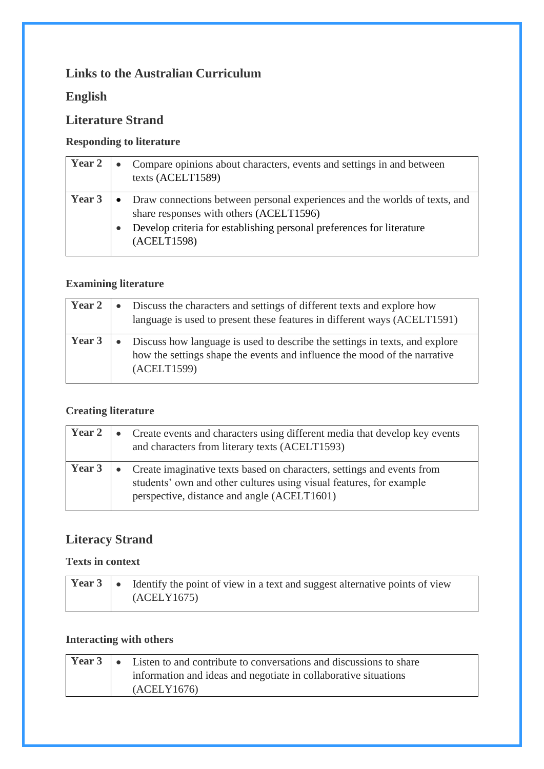## Links to the Australian Curriculum

## English

### Literature Strand

#### Responding to literature

| | |
|---|---|
| **Year 2** | • Compare opinions about characters, events and settings in and between texts (ACELT1589) |
| **Year 3** | • Draw connections between personal experiences and the worlds of texts, and share responses with others (ACELT1596)<br>• Develop criteria for establishing personal preferences for literature (ACELT1598) |

#### Examining literature

| | |
|---|---|
| **Year 2** | • Discuss the characters and settings of different texts and explore how language is used to present these features in different ways (ACELT1591) |
| **Year 3** | • Discuss how language is used to describe the settings in texts, and explore how the settings shape the events and influence the mood of the narrative (ACELT1599) |

#### Creating literature

| | |
|---|---|
| **Year 2** | • Create events and characters using different media that develop key events and characters from literary texts (ACELT1593) |
| **Year 3** | • Create imaginative texts based on characters, settings and events from students' own and other cultures using visual features, for example perspective, distance and angle (ACELT1601) |

### Literacy Strand

#### Texts in context

| | |
|---|---|
| **Year 3** | • Identify the point of view in a text and suggest alternative points of view (ACELY1675) |

#### Interacting with others

| | |
|---|---|
| **Year 3** | • Listen to and contribute to conversations and discussions to share information and ideas and negotiate in collaborative situations (ACELY1676) |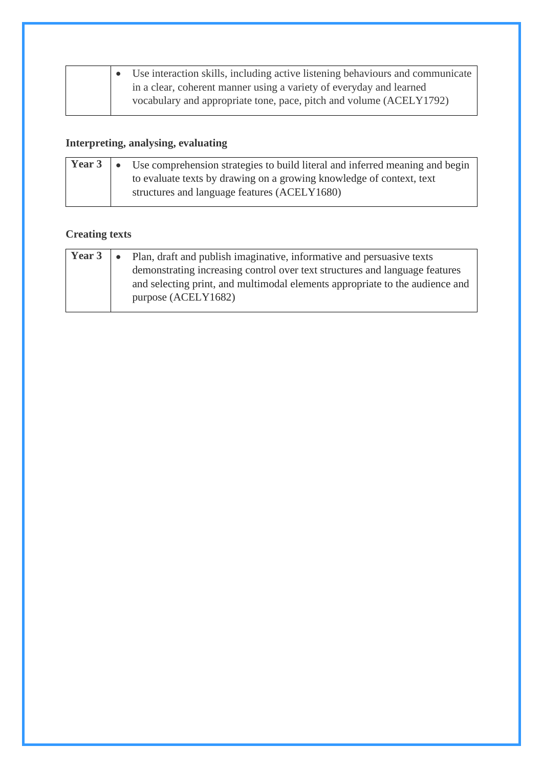| | |
|---|---|
| | • Use interaction skills, including active listening behaviours and communicate in a clear, coherent manner using a variety of everyday and learned vocabulary and appropriate tone, pace, pitch and volume (ACELY1792) |

**Interpreting, analysing, evaluating**

| | |
|---|---|
| **Year 3** | • Use comprehension strategies to build literal and inferred meaning and begin to evaluate texts by drawing on a growing knowledge of context, text structures and language features (ACELY1680) |

**Creating texts**

| | |
|---|---|
| **Year 3** | • Plan, draft and publish imaginative, informative and persuasive texts demonstrating increasing control over text structures and language features and selecting print, and multimodal elements appropriate to the audience and purpose (ACELY1682) |